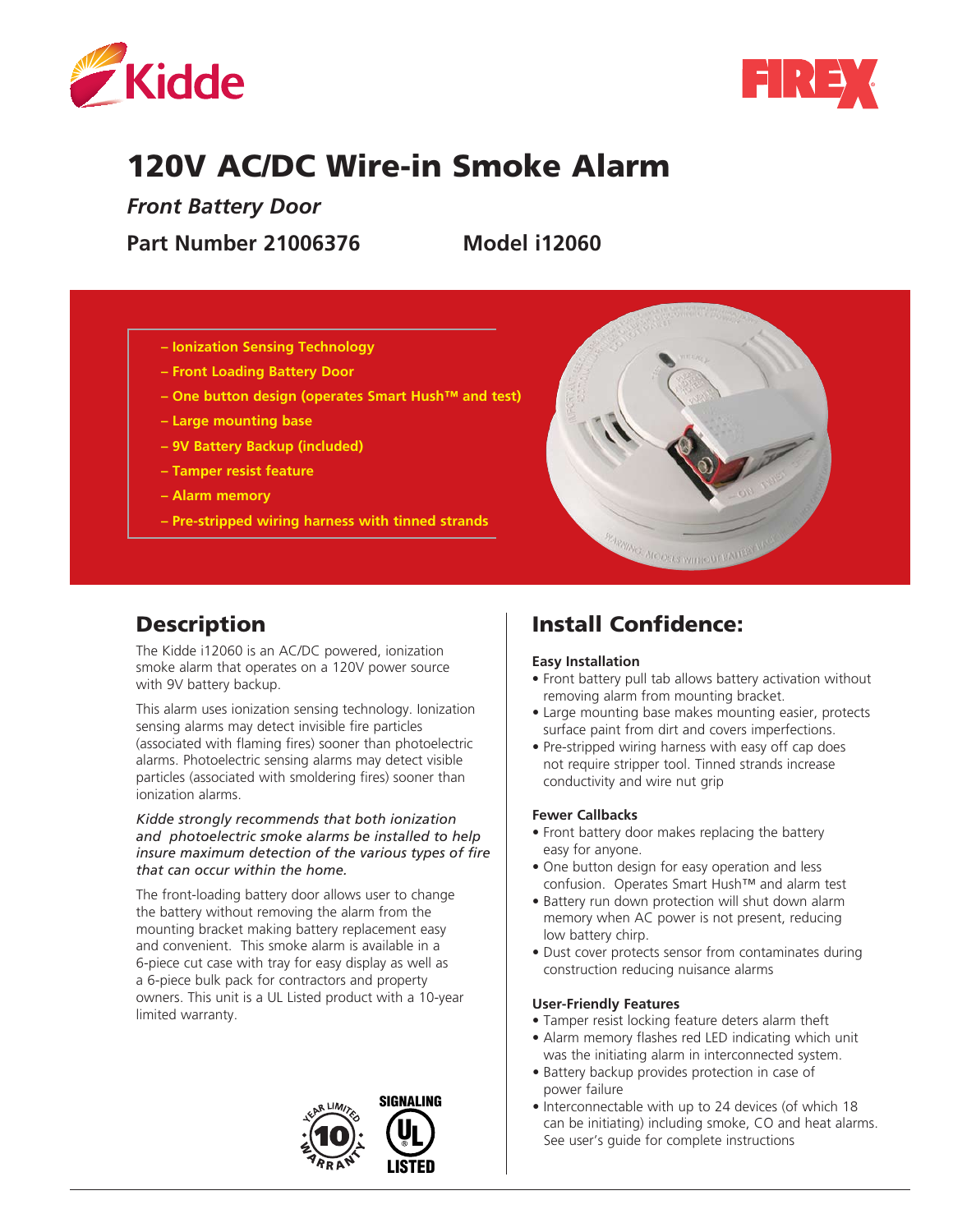# 120V AC/DC Wire-in Smoke Alarm

***Front Battery Door***

**Part Number 21006376** **Model i12060**

- Ionization Sensing Technology
- Front Loading Battery Door
- One button design (operates Smart Hush™ and test)
- Large mounting base
- 9V Battery Backup (included)
- Tamper resist feature
- Alarm memory
- Pre-stripped wiring harness with tinned strands

## Description

The Kidde i12060 is an AC/DC powered, ionization smoke alarm that operates on a 120V power source with 9V battery backup.

This alarm uses ionization sensing technology. Ionization sensing alarms may detect invisible fire particles (associated with flaming fires) sooner than photoelectric alarms. Photoelectric sensing alarms may detect visible particles (associated with smoldering fires) sooner than ionization alarms.

*Kidde strongly recommends that both ionization and photoelectric smoke alarms be installed to help insure maximum detection of the various types of fire that can occur within the home.*

The front-loading battery door allows user to change the battery without removing the alarm from the mounting bracket making battery replacement easy and convenient. This smoke alarm is available in a 6-piece cut case with tray for easy display as well as a 6-piece bulk pack for contractors and property owners. This unit is a UL Listed product with a 10-year limited warranty.

10 YEAR LIMITED WARRANTY

SIGNALING UL LISTED

## Install Confidence:

**Easy Installation**

- Front battery pull tab allows battery activation without removing alarm from mounting bracket.
- Large mounting base makes mounting easier, protects surface paint from dirt and covers imperfections.
- Pre-stripped wiring harness with easy off cap does not require stripper tool. Tinned strands increase conductivity and wire nut grip

**Fewer Callbacks**

- Front battery door makes replacing the battery easy for anyone.
- One button design for easy operation and less confusion. Operates Smart Hush™ and alarm test
- Battery run down protection will shut down alarm memory when AC power is not present, reducing low battery chirp.
- Dust cover protects sensor from contaminates during construction reducing nuisance alarms

**User-Friendly Features**

- Tamper resist locking feature deters alarm theft
- Alarm memory flashes red LED indicating which unit was the initiating alarm in interconnected system.
- Battery backup provides protection in case of power failure
- Interconnectable with up to 24 devices (of which 18 can be initiating) including smoke, CO and heat alarms. See user's guide for complete instructions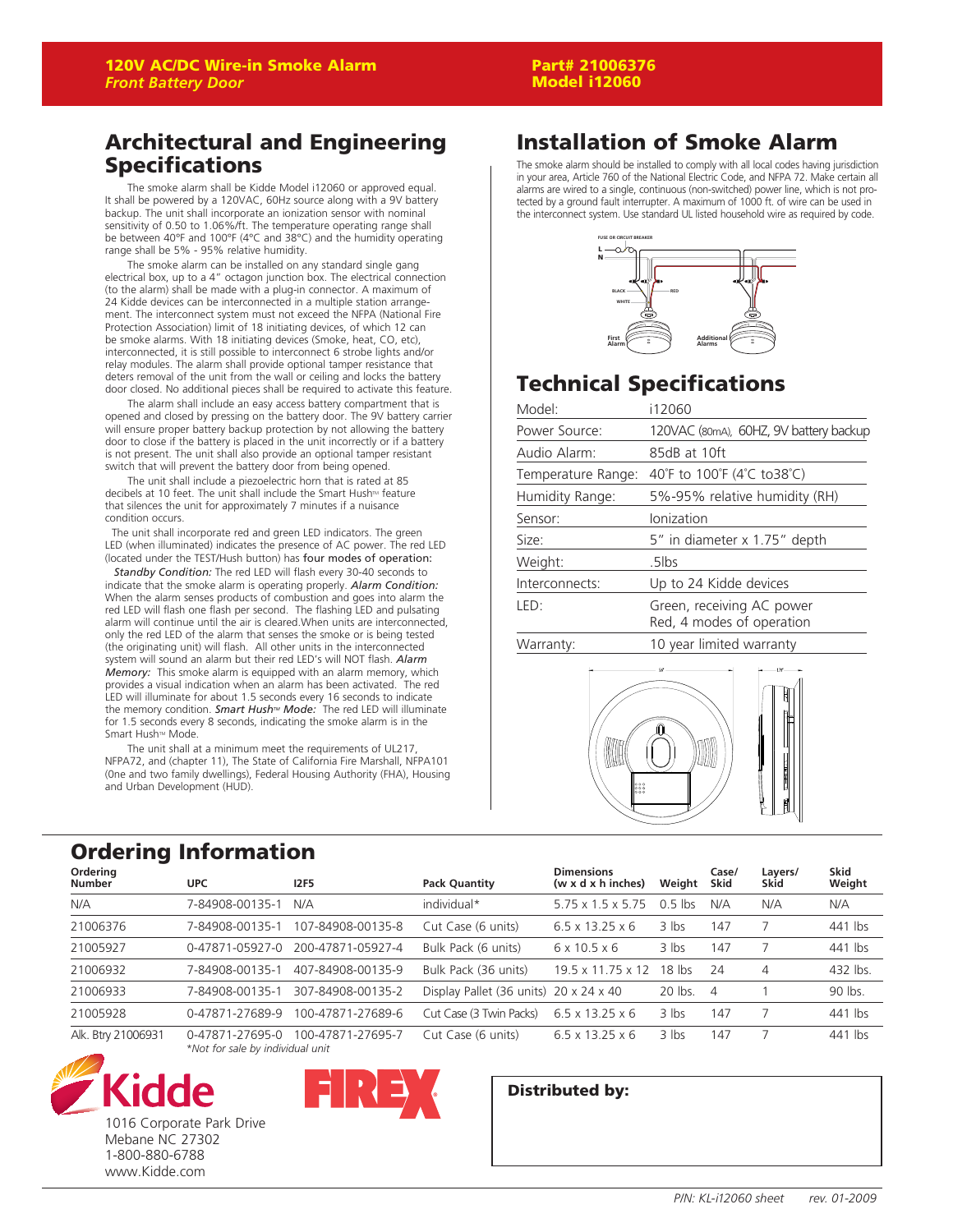**120V AC/DC Wire-in Smoke Alarm**
*Front Battery Door*

**Part# 21006376**
**Model i12060**

## Architectural and Engineering Specifications

The smoke alarm shall be Kidde Model i12060 or approved equal. It shall be powered by a 120VAC, 60Hz source along with a 9V battery backup. The unit shall incorporate an ionization sensor with nominal sensitivity of 0.50 to 1.06%/ft. The temperature operating range shall be between 40°F and 100°F (4°C and 38°C) and the humidity operating range shall be 5% - 95% relative humidity.

The smoke alarm can be installed on any standard single gang electrical box, up to a 4" octagon junction box. The electrical connection (to the alarm) shall be made with a plug-in connector. A maximum of 24 Kidde devices can be interconnected in a multiple station arrangement. The interconnect system must not exceed the NFPA (National Fire Protection Association) limit of 18 initiating devices, of which 12 can be smoke alarms. With 18 initiating devices (Smoke, heat, CO, etc), interconnected, it is still possible to interconnect 6 strobe lights and/or relay modules. The alarm shall provide optional tamper resistance that deters removal of the unit from the wall or ceiling and locks the battery door closed. No additional pieces shall be required to activate this feature.

The alarm shall include an easy access battery compartment that is opened and closed by pressing on the battery door. The 9V battery carrier will ensure proper battery backup protection by not allowing the battery door to close if the battery is placed in the unit incorrectly or if a battery is not present. The unit shall also provide an optional tamper resistant switch that will prevent the battery door from being opened.

The unit shall include a piezoelectric horn that is rated at 85 decibels at 10 feet. The unit shall include the Smart Hush™ feature that silences the unit for approximately 7 minutes if a nuisance condition occurs.

The unit shall incorporate red and green LED indicators. The green LED (when illuminated) indicates the presence of AC power. The red LED (located under the TEST/Hush button) has four modes of operation:

*Standby Condition:* The red LED will flash every 30-40 seconds to indicate that the smoke alarm is operating properly. *Alarm Condition:* When the alarm senses products of combustion and goes into alarm the red LED will flash one flash per second. The flashing LED and pulsating alarm will continue until the air is cleared.When units are interconnected, only the red LED of the alarm that senses the smoke or is being tested (the originating unit) will flash. All other units in the interconnected system will sound an alarm but their red LED's will NOT flash. *Alarm Memory:* This smoke alarm is equipped with an alarm memory, which provides a visual indication when an alarm has been activated. The red LED will illuminate for about 1.5 seconds every 16 seconds to indicate the memory condition. *Smart Hush™ Mode:* The red LED will illuminate for 1.5 seconds every 8 seconds, indicating the smoke alarm is in the Smart Hush™ Mode.

The unit shall at a minimum meet the requirements of UL217, NFPA72, and (chapter 11), The State of California Fire Marshall, NFPA101 (One and two family dwellings), Federal Housing Authority (FHA), Housing and Urban Development (HUD).

## Installation of Smoke Alarm

The smoke alarm should be installed to comply with all local codes having jurisdiction in your area, Article 760 of the National Electric Code, and NFPA 72. Make certain all alarms are wired to a single, continuous (non-switched) power line, which is not protected by a ground fault interrupter. A maximum of 1000 ft. of wire can be used in the interconnect system. Use standard UL listed household wire as required by code.

FUSE OR CIRCUIT BREAKER
L
N
BLACK
WHITE
RED
First Alarm
Additional Alarms

## Technical Specifications

| | |
|---|---|
| Model: | i12060 |
| Power Source: | 120VAC (80mA), 60HZ, 9V battery backup |
| Audio Alarm: | 85dB at 10ft |
| Temperature Range: | 40°F to 100°F (4°C to38°C) |
| Humidity Range: | 5%-95% relative humidity (RH) |
| Sensor: | Ionization |
| Size: | 5" in diameter x 1.75" depth |
| Weight: | .5lbs |
| Interconnects: | Up to 24 Kidde devices |
| LED: | Green, receiving AC power<br>Red, 4 modes of operation |
| Warranty: | 10 year limited warranty |

## Ordering Information

| Ordering Number | UPC | I2F5 | Pack Quantity | Dimensions (w x d x h inches) | Weight | Case/ Skid | Layers/ Skid | Skid Weight |
|---|---|---|---|---|---|---|---|---|
| N/A | 7-84908-00135-1 | N/A | individual* | 5.75 x 1.5 x 5.75 | 0.5 lbs | N/A | N/A | N/A |
| 21006376 | 7-84908-00135-1 | 107-84908-00135-8 | Cut Case (6 units) | 6.5 x 13.25 x 6 | 3 lbs | 147 | 7 | 441 lbs |
| 21005927 | 0-47871-05927-0 | 200-47871-05927-4 | Bulk Pack (6 units) | 6 x 10.5 x 6 | 3 lbs | 147 | 7 | 441 lbs |
| 21006932 | 7-84908-00135-1 | 407-84908-00135-9 | Bulk Pack (36 units) | 19.5 x 11.75 x 12 | 18 lbs | 24 | 4 | 432 lbs. |
| 21006933 | 7-84908-00135-1 | 307-84908-00135-2 | Display Pallet (36 units) | 20 x 24 x 40 | 20 lbs. | 4 | 1 | 90 lbs. |
| 21005928 | 0-47871-27689-9 | 100-47871-27689-6 | Cut Case (3 Twin Packs) | 6.5 x 13.25 x 6 | 3 lbs | 147 | 7 | 441 lbs |
| Alk. Btry 21006931 | 0-47871-27695-0 | 100-47871-27695-7 | Cut Case (6 units) | 6.5 x 13.25 x 6 | 3 lbs | 147 | 7 | 441 lbs |

*Not for sale by individual unit

Kidde
1016 Corporate Park Drive
Mebane NC 27302
1-800-880-6788
www.Kidde.com

FIREX

**Distributed by:**

P/N: KL-i12060 sheet rev. 01-2009